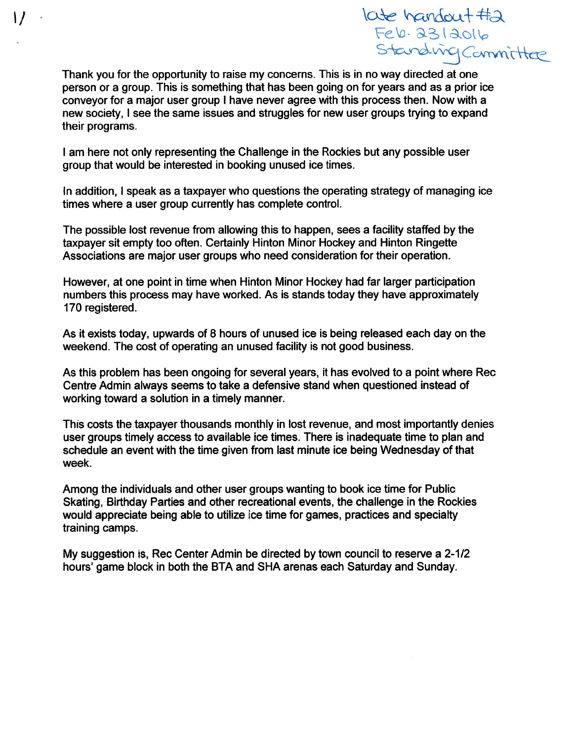late handout #2
Feb. 23/2016
Standing Committee

Thank you for the opportunity to raise my concerns. This is in no way directed at one person or a group. This is something that has been going on for years and as a prior ice conveyor for a major user group I have never agree with this process then. Now with a new society, I see the same issues and struggles for new user groups trying to expand their programs.

I am here not only representing the Challenge in the Rockies but any possible user group that would be interested in booking unused ice times.

In addition, I speak as a taxpayer who questions the operating strategy of managing ice times where a user group currently has complete control.

The possible lost revenue from allowing this to happen, sees a facility staffed by the taxpayer sit empty too often. Certainly Hinton Minor Hockey and Hinton Ringette Associations are major user groups who need consideration for their operation.

However, at one point in time when Hinton Minor Hockey had far larger participation numbers this process may have worked. As is stands today they have approximately 170 registered.

As it exists today, upwards of 8 hours of unused ice is being released each day on the weekend. The cost of operating an unused facility is not good business.

As this problem has been ongoing for several years, it has evolved to a point where Rec Centre Admin always seems to take a defensive stand when questioned instead of working toward a solution in a timely manner.

This costs the taxpayer thousands monthly in lost revenue, and most importantly denies user groups timely access to available ice times. There is inadequate time to plan and schedule an event with the time given from last minute ice being Wednesday of that week.

Among the individuals and other user groups wanting to book ice time for Public Skating, Birthday Parties and other recreational events, the challenge in the Rockies would appreciate being able to utilize ice time for games, practices and specialty training camps.

My suggestion is, Rec Center Admin be directed by town council to reserve a 2-1/2 hours' game block in both the BTA and SHA arenas each Saturday and Sunday.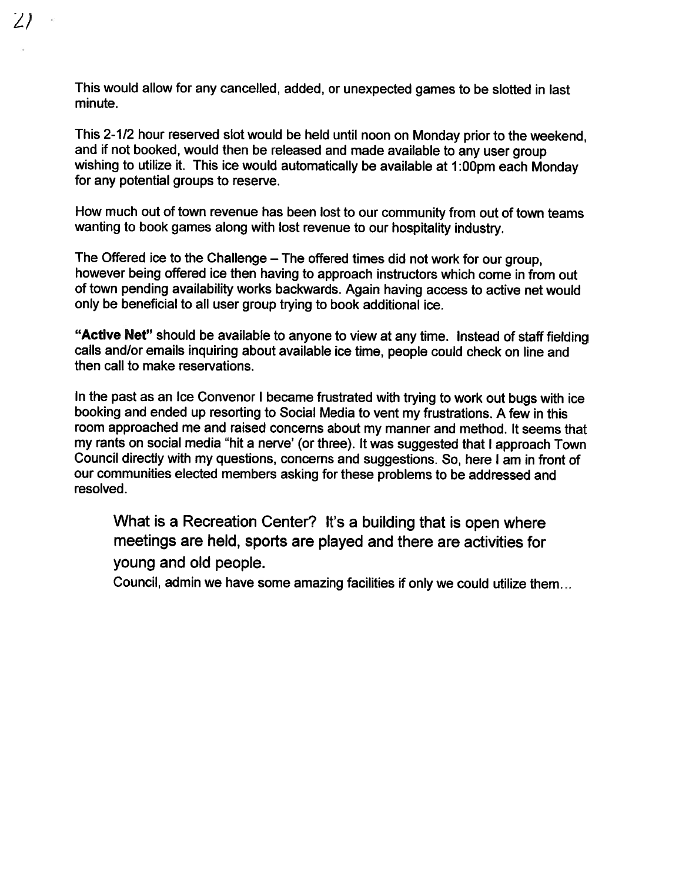This would allow for any cancelled, added, or unexpected games to be slotted in last minute.

This 2-1/2 hour reserved slot would be held until noon on Monday prior to the weekend, and if not booked, would then be released and made available to any user group wishing to utilize it. This ice would automatically be available at 1:00pm each Monday for any potential groups to reserve.

How much out of town revenue has been lost to our community from out of town teams wanting to book games along with lost revenue to our hospitality industry.

The Offered ice to the Challenge – The offered times did not work for our group, however being offered ice then having to approach instructors which come in from out of town pending availability works backwards. Again having access to active net would only be beneficial to all user group trying to book additional ice.

**"Active Net"** should be available to anyone to view at any time. Instead of staff fielding calls and/or emails inquiring about available ice time, people could check on line and then call to make reservations.

In the past as an Ice Convenor I became frustrated with trying to work out bugs with ice booking and ended up resorting to Social Media to vent my frustrations. A few in this room approached me and raised concerns about my manner and method. It seems that my rants on social media "hit a nerve' (or three). It was suggested that I approach Town Council directly with my questions, concerns and suggestions. So, here I am in front of our communities elected members asking for these problems to be addressed and resolved.

What is a Recreation Center? It's a building that is open where meetings are held, sports are played and there are activities for young and old people.

Council, admin we have some amazing facilities if only we could utilize them...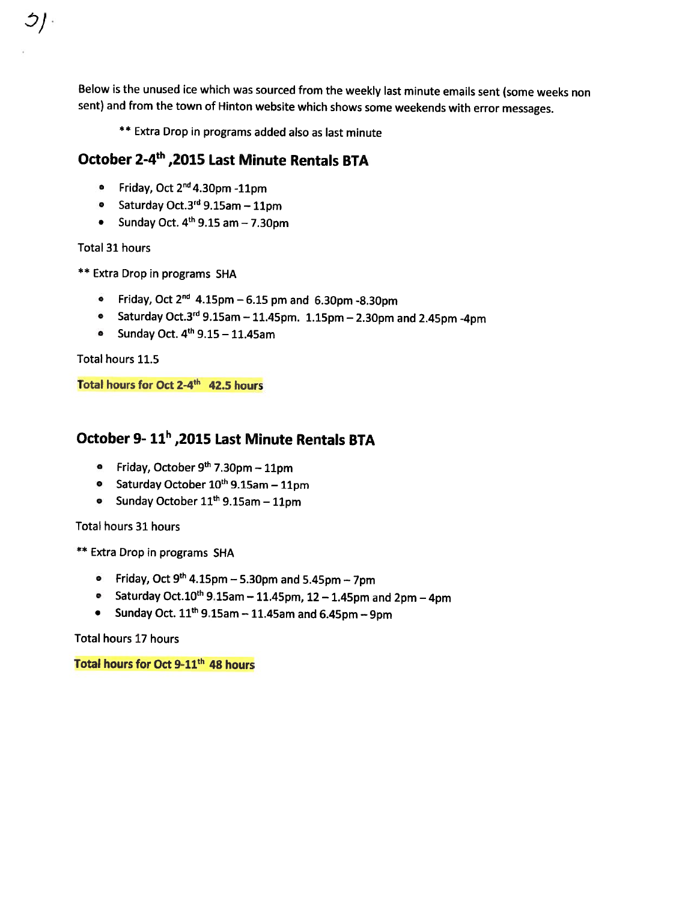Below is the unused ice which was sourced from the weekly last minute emails sent (some weeks non sent) and from the town of Hinton website which shows some weekends with error messages.

** Extra Drop in programs added also as last minute

## October 2-4th ,2015 Last Minute Rentals BTA

- Friday, Oct 2nd 4.30pm -11pm
- Saturday Oct.3rd 9.15am – 11pm
- Sunday Oct. 4th 9.15 am – 7.30pm

Total 31 hours

** Extra Drop in programs SHA

- Friday, Oct 2nd 4.15pm – 6.15 pm and 6.30pm -8.30pm
- Saturday Oct.3rd 9.15am – 11.45pm. 1.15pm – 2.30pm and 2.45pm -4pm
- Sunday Oct. 4th 9.15 – 11.45am

Total hours 11.5

**Total hours for Oct 2-4th 42.5 hours**

## October 9- 11h ,2015 Last Minute Rentals BTA

- Friday, October 9th 7.30pm – 11pm
- Saturday October 10th 9.15am – 11pm
- Sunday October 11th 9.15am – 11pm

Total hours 31 hours

** Extra Drop in programs SHA

- Friday, Oct 9th 4.15pm – 5.30pm and 5.45pm – 7pm
- Saturday Oct.10th 9.15am – 11.45pm, 12 – 1.45pm and 2pm – 4pm
- Sunday Oct. 11th 9.15am – 11.45am and 6.45pm – 9pm

Total hours 17 hours

**Total hours for Oct 9-11th 48 hours**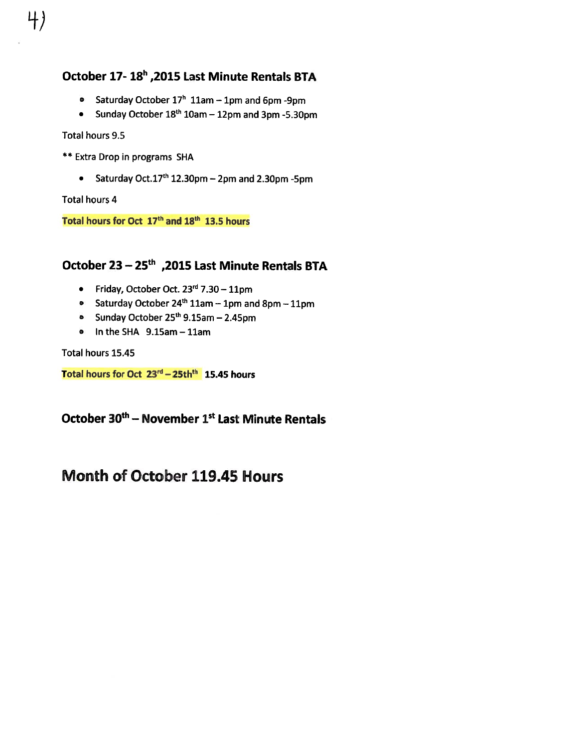4)

### October 17- 18h ,2015 Last Minute Rentals BTA

- Saturday October 17h 11am – 1pm and 6pm -9pm
- Sunday October 18th 10am – 12pm and 3pm -5.30pm

Total hours 9.5

** Extra Drop in programs SHA

- Saturday Oct.17th 12.30pm – 2pm and 2.30pm -5pm

Total hours 4

**Total hours for Oct 17th and 18th 13.5 hours**

### October 23 – 25th ,2015 Last Minute Rentals BTA

- Friday, October Oct. 23rd 7.30 – 11pm
- Saturday October 24th 11am – 1pm and 8pm – 11pm
- Sunday October 25th 9.15am – 2.45pm
- In the SHA 9.15am – 11am

Total hours 15.45

**Total hours for Oct 23rd – 25thth 15.45 hours**

### October 30th – November 1st Last Minute Rentals

## Month of October 119.45 Hours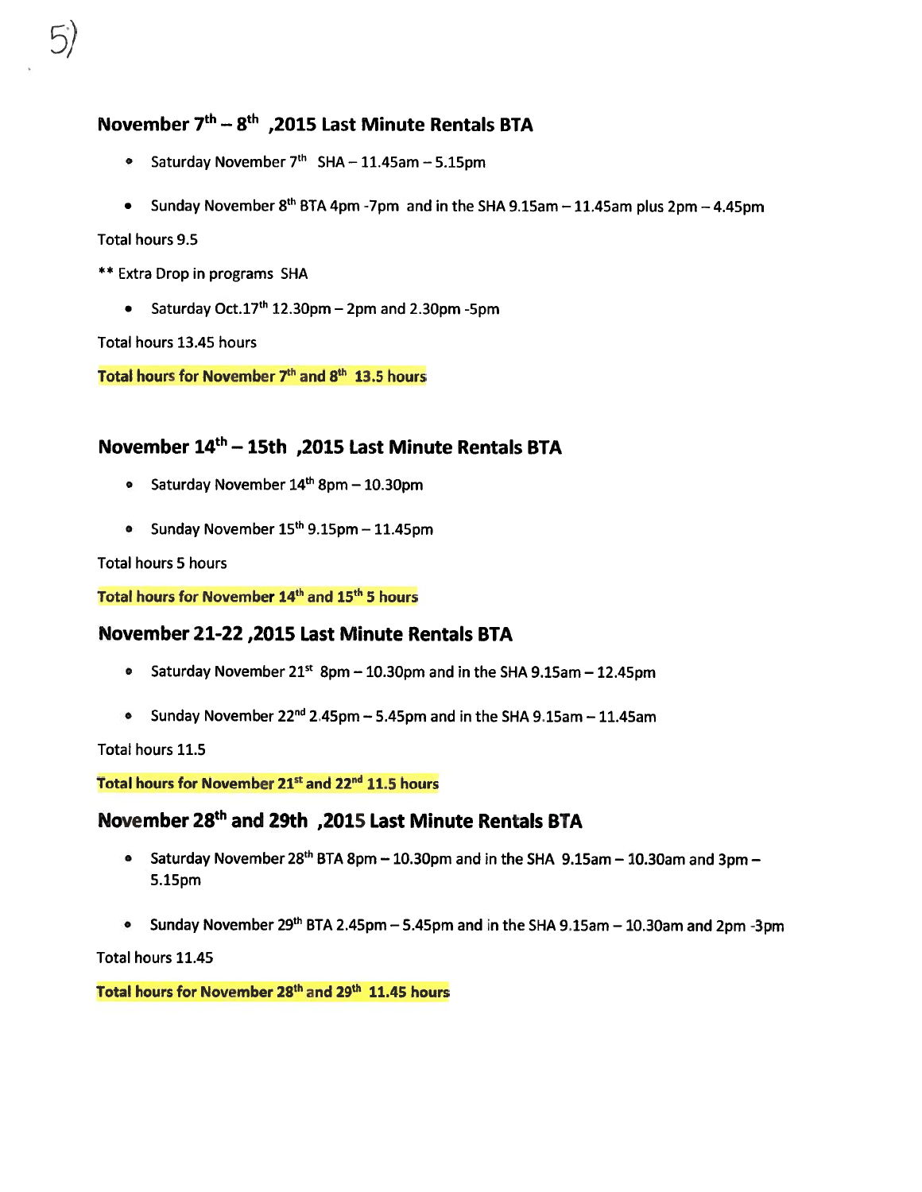5)

## November 7th – 8th ,2015 Last Minute Rentals BTA

- Saturday November 7th SHA – 11.45am – 5.15pm
- Sunday November 8th BTA 4pm -7pm and in the SHA 9.15am – 11.45am plus 2pm – 4.45pm

Total hours 9.5

** Extra Drop in programs SHA

- Saturday Oct.17th 12.30pm – 2pm and 2.30pm -5pm

Total hours 13.45 hours

**Total hours for November 7th and 8th 13.5 hours**

## November 14th – 15th ,2015 Last Minute Rentals BTA

- Saturday November 14th 8pm – 10.30pm
- Sunday November 15th 9.15pm – 11.45pm

Total hours 5 hours

**Total hours for November 14th and 15th 5 hours**

## November 21-22 ,2015 Last Minute Rentals BTA

- Saturday November 21st 8pm – 10.30pm and in the SHA 9.15am – 12.45pm
- Sunday November 22nd 2.45pm – 5.45pm and in the SHA 9.15am – 11.45am

Total hours 11.5

**Total hours for November 21st and 22nd 11.5 hours**

## November 28th and 29th ,2015 Last Minute Rentals BTA

- Saturday November 28th BTA 8pm – 10.30pm and in the SHA 9.15am – 10.30am and 3pm – 5.15pm
- Sunday November 29th BTA 2.45pm – 5.45pm and in the SHA 9.15am – 10.30am and 2pm -3pm

Total hours 11.45

**Total hours for November 28th and 29th 11.45 hours**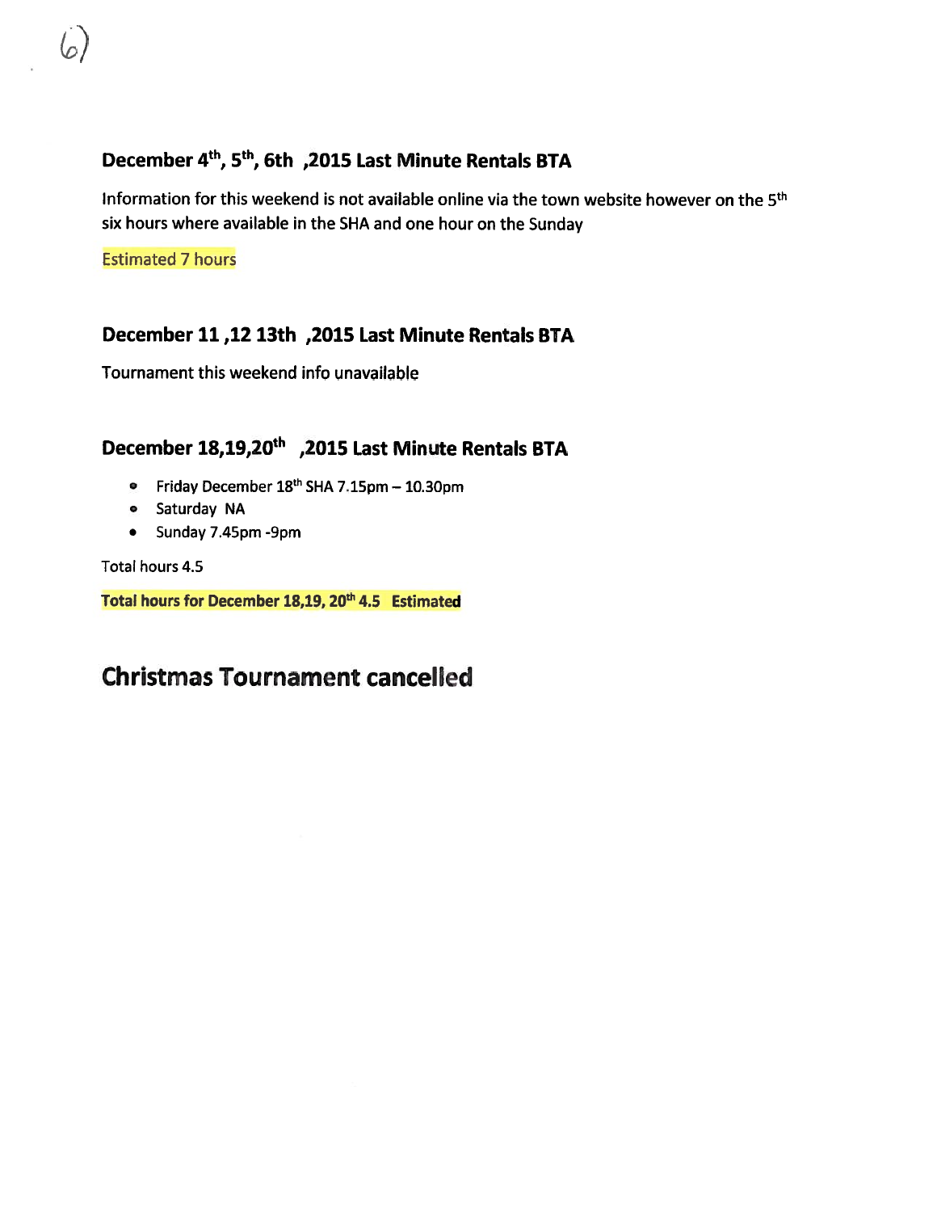6)

## December 4th, 5th, 6th ,2015 Last Minute Rentals BTA

Information for this weekend is not available online via the town website however on the 5th six hours where available in the SHA and one hour on the Sunday

Estimated 7 hours

## December 11 ,12 13th ,2015 Last Minute Rentals BTA

Tournament this weekend info unavailable

## December 18,19,20th ,2015 Last Minute Rentals BTA

- Friday December 18th SHA 7.15pm – 10.30pm
- Saturday NA
- Sunday 7.45pm -9pm

Total hours 4.5

**Total hours for December 18,19, 20th 4.5 Estimated**

# Christmas Tournament cancelled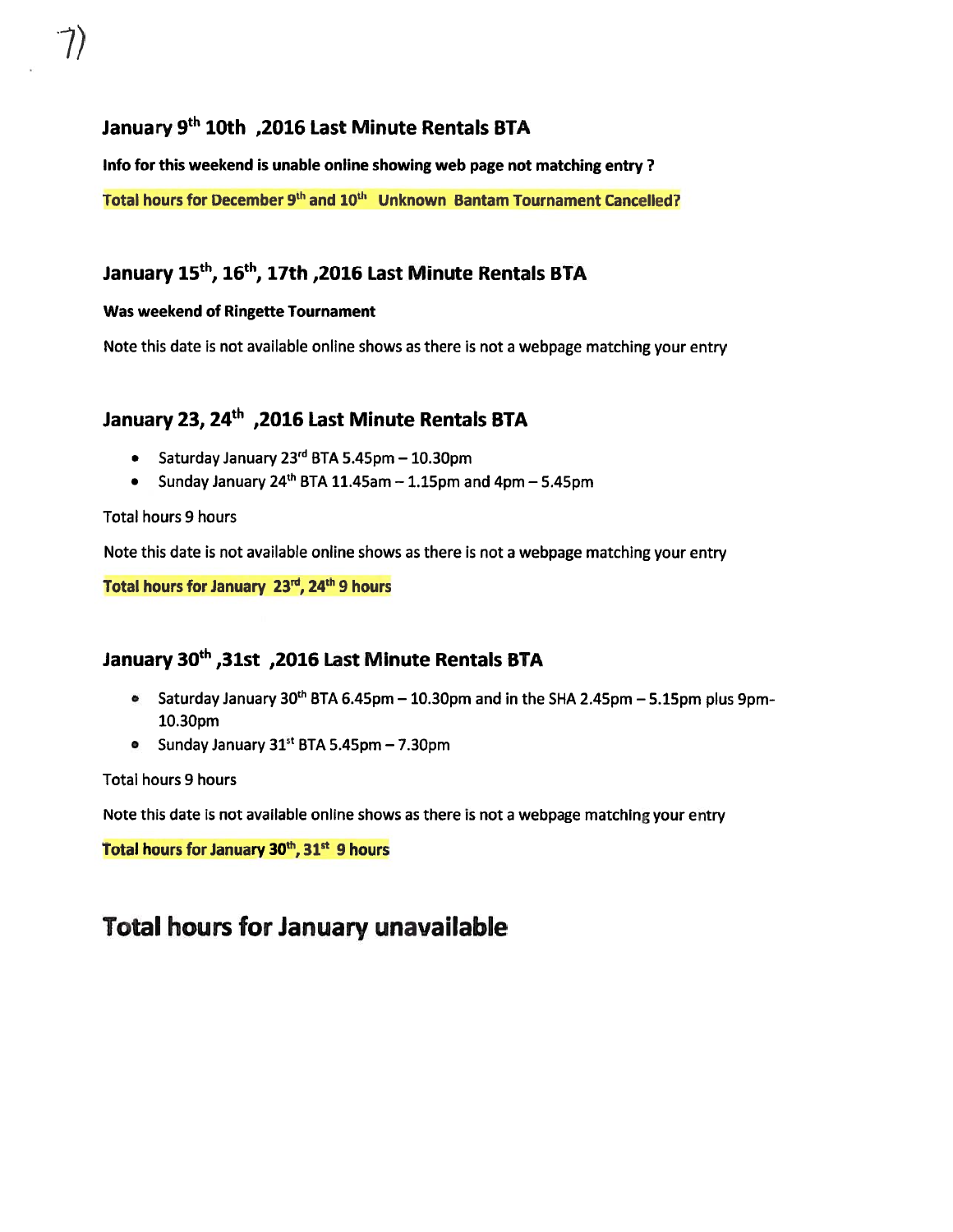7)

### January 9th 10th ,2016 Last Minute Rentals BTA

**Info for this weekend is unable online showing web page not matching entry ?**

**Total hours for December 9th and 10th Unknown Bantam Tournament Cancelled?**

### January 15th, 16th, 17th ,2016 Last Minute Rentals BTA

**Was weekend of Ringette Tournament**

Note this date is not available online shows as there is not a webpage matching your entry

### January 23, 24th ,2016 Last Minute Rentals BTA

- Saturday January 23rd BTA 5.45pm – 10.30pm
- Sunday January 24th BTA 11.45am – 1.15pm and 4pm – 5.45pm

Total hours 9 hours

Note this date is not available online shows as there is not a webpage matching your entry

**Total hours for January 23rd, 24th 9 hours**

### January 30th ,31st ,2016 Last Minute Rentals BTA

- Saturday January 30th BTA 6.45pm – 10.30pm and in the SHA 2.45pm – 5.15pm plus 9pm-10.30pm
- Sunday January 31st BTA 5.45pm – 7.30pm

Total hours 9 hours

Note this date is not available online shows as there is not a webpage matching your entry

**Total hours for January 30th, 31st 9 hours**

## Total hours for January unavailable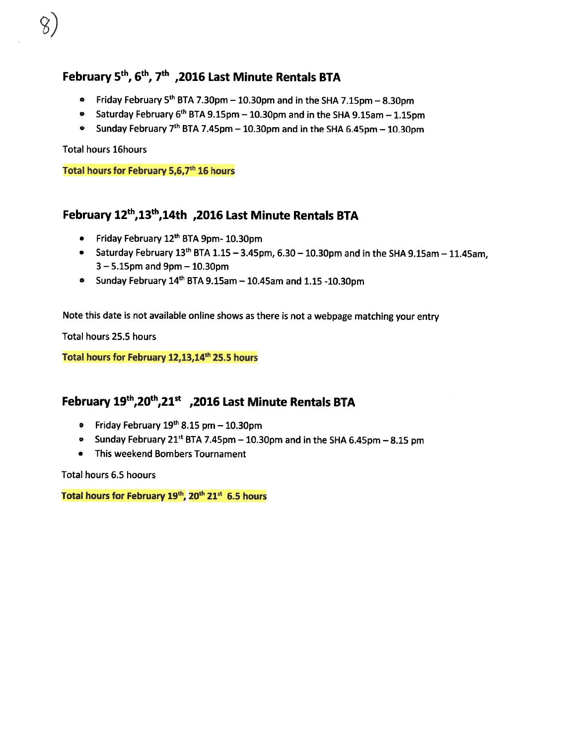8)

## February 5th, 6th, 7th ,2016 Last Minute Rentals BTA

- Friday February 5th BTA 7.30pm – 10.30pm and in the SHA 7.15pm – 8.30pm
- Saturday February 6th BTA 9.15pm – 10.30pm and in the SHA 9.15am – 1.15pm
- Sunday February 7th BTA 7.45pm – 10.30pm and in the SHA 6.45pm – 10.30pm

Total hours 16hours

**Total hours for February 5,6,7th 16 hours**

## February 12th,13th,14th ,2016 Last Minute Rentals BTA

- Friday February 12th BTA 9pm- 10.30pm
- Saturday February 13th BTA 1.15 – 3.45pm, 6.30 – 10.30pm and in the SHA 9.15am – 11.45am, 3 – 5.15pm and 9pm – 10.30pm
- Sunday February 14th BTA 9.15am – 10.45am and 1.15 -10.30pm

Note this date is not available online shows as there is not a webpage matching your entry

Total hours 25.5 hours

**Total hours for February 12,13,14th 25.5 hours**

## February 19th,20th,21st ,2016 Last Minute Rentals BTA

- Friday February 19th 8.15 pm – 10.30pm
- Sunday February 21st BTA 7.45pm – 10.30pm and in the SHA 6.45pm – 8.15 pm
- This weekend Bombers Tournament

Total hours 6.5 hoours

**Total hours for February 19th, 20th 21st 6.5 hours**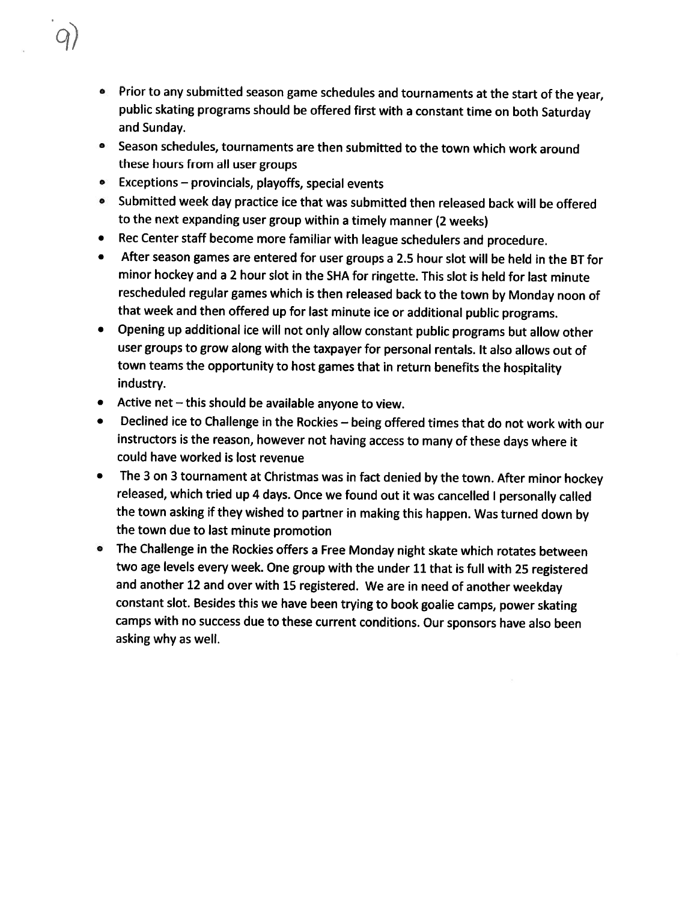9)

- Prior to any submitted season game schedules and tournaments at the start of the year, public skating programs should be offered first with a constant time on both Saturday and Sunday.
- Season schedules, tournaments are then submitted to the town which work around these hours from all user groups
- Exceptions – provincials, playoffs, special events
- Submitted week day practice ice that was submitted then released back will be offered to the next expanding user group within a timely manner (2 weeks)
- Rec Center staff become more familiar with league schedulers and procedure.
- After season games are entered for user groups a 2.5 hour slot will be held in the BT for minor hockey and a 2 hour slot in the SHA for ringette. This slot is held for last minute rescheduled regular games which is then released back to the town by Monday noon of that week and then offered up for last minute ice or additional public programs.
- Opening up additional ice will not only allow constant public programs but allow other user groups to grow along with the taxpayer for personal rentals. It also allows out of town teams the opportunity to host games that in return benefits the hospitality industry.
- Active net – this should be available anyone to view.
- Declined ice to Challenge in the Rockies – being offered times that do not work with our instructors is the reason, however not having access to many of these days where it could have worked is lost revenue
- The 3 on 3 tournament at Christmas was in fact denied by the town. After minor hockey released, which tried up 4 days. Once we found out it was cancelled I personally called the town asking if they wished to partner in making this happen. Was turned down by the town due to last minute promotion
- The Challenge in the Rockies offers a Free Monday night skate which rotates between two age levels every week. One group with the under 11 that is full with 25 registered and another 12 and over with 15 registered. We are in need of another weekday constant slot. Besides this we have been trying to book goalie camps, power skating camps with no success due to these current conditions. Our sponsors have also been asking why as well.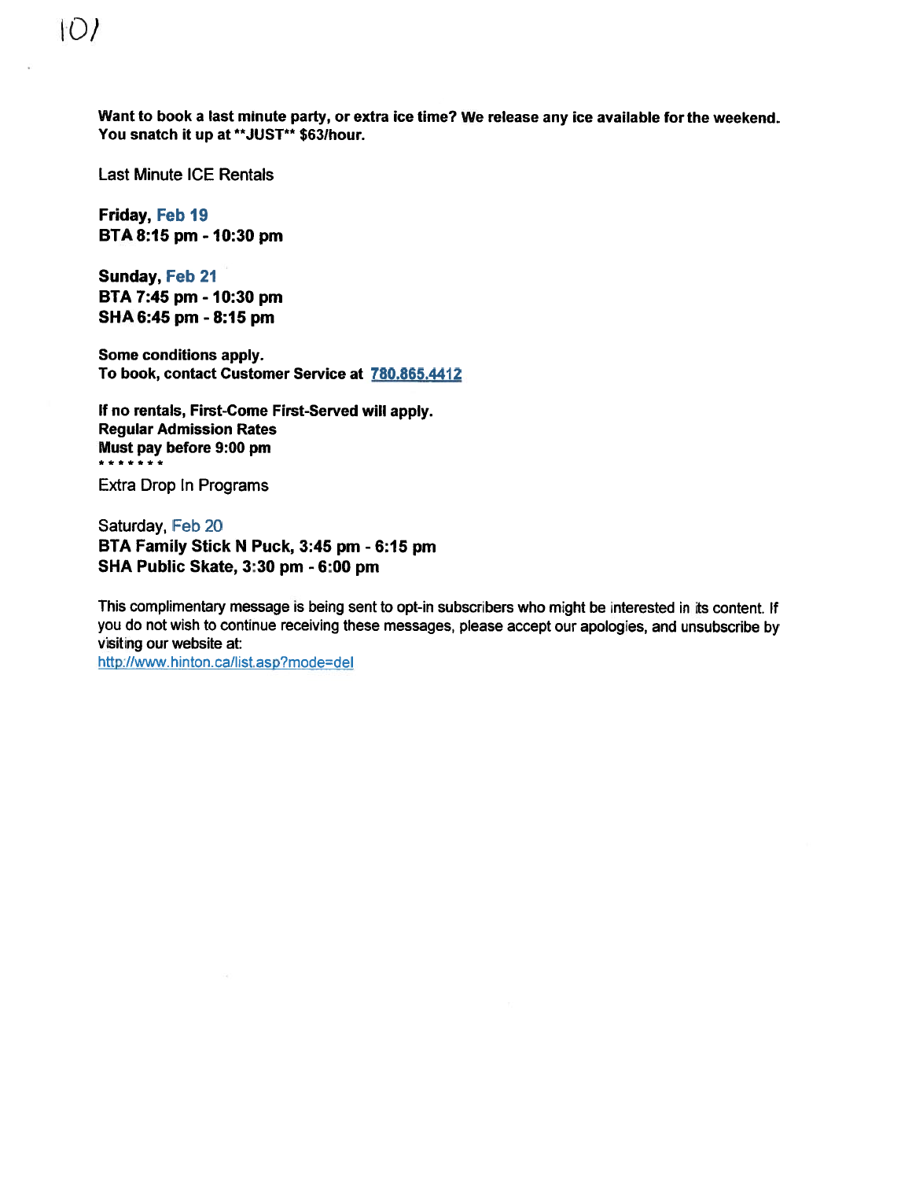**Want to book a last minute party, or extra ice time? We release any ice available for the weekend. You snatch it up at **JUST** $63/hour.**

Last Minute ICE Rentals

**Friday, Feb 19**
**BTA 8:15 pm - 10:30 pm**

**Sunday, Feb 21**
**BTA 7:45 pm - 10:30 pm**
**SHA 6:45 pm - 8:15 pm**

**Some conditions apply.**
**To book, contact Customer Service at 780.865.4412**

**If no rentals, First-Come First-Served will apply.**
**Regular Admission Rates**
**Must pay before 9:00 pm**
*******

Extra Drop In Programs

Saturday, Feb 20
**BTA Family Stick N Puck, 3:45 pm - 6:15 pm**
**SHA Public Skate, 3:30 pm - 6:00 pm**

This complimentary message is being sent to opt-in subscribers who might be interested in its content. If you do not wish to continue receiving these messages, please accept our apologies, and unsubscribe by visiting our website at:
http://www.hinton.ca/list.asp?mode=del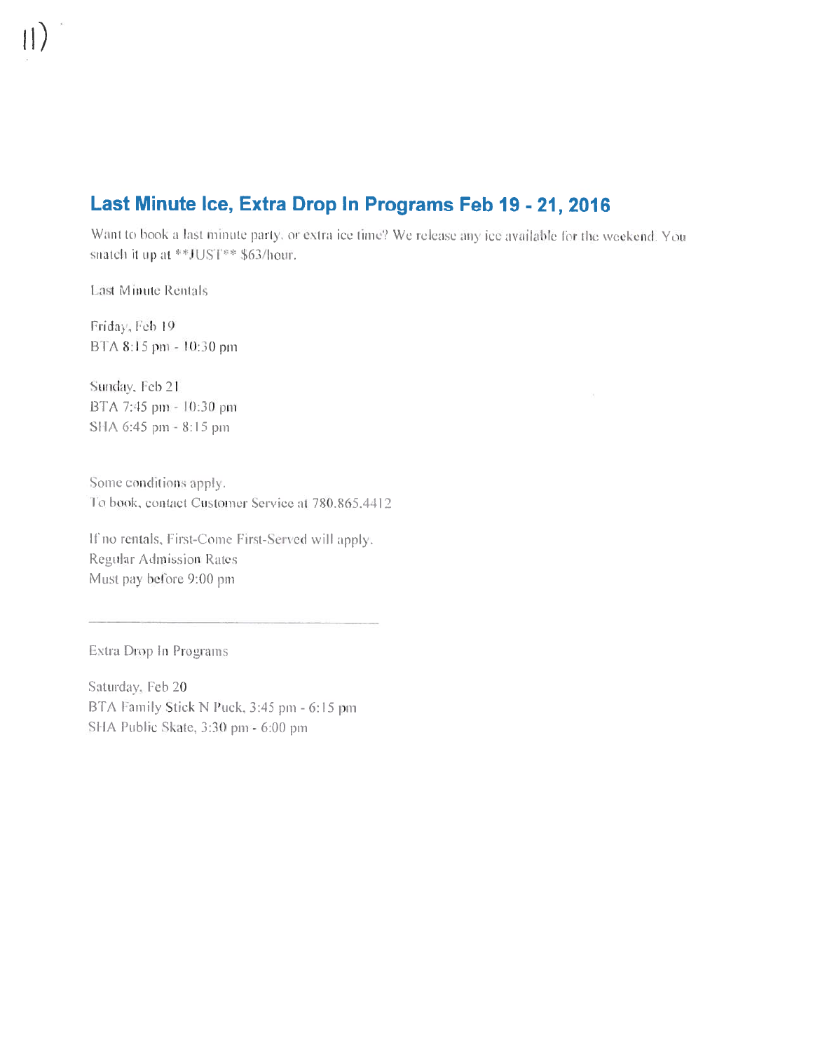11)

## Last Minute Ice, Extra Drop In Programs Feb 19 - 21, 2016

Want to book a last minute party, or extra ice time? We release any ice available for the weekend. You snatch it up at **JUST** $63/hour.

Last Minute Rentals

Friday, Feb 19
BTA 8:15 pm - 10:30 pm

Sunday, Feb 21
BTA 7:45 pm - 10:30 pm
SHA 6:45 pm - 8:15 pm

Some conditions apply.
To book, contact Customer Service at 780.865.4412

If no rentals, First-Come First-Served will apply.
Regular Admission Rates
Must pay before 9:00 pm

---

Extra Drop In Programs

Saturday, Feb 20
BTA Family Stick N Puck, 3:45 pm - 6:15 pm
SHA Public Skate, 3:30 pm - 6:00 pm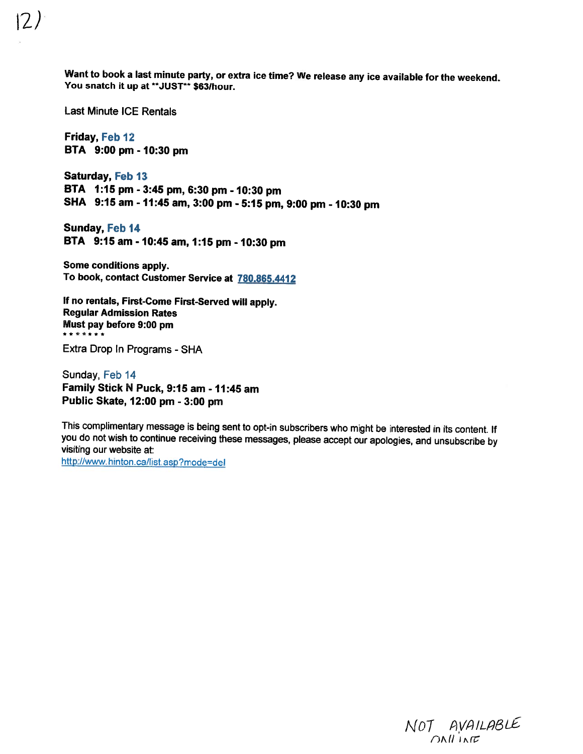12)

**Want to book a last minute party, or extra ice time? We release any ice available for the weekend. You snatch it up at **JUST** $63/hour.**

Last Minute ICE Rentals

**Friday, Feb 12**
**BTA 9:00 pm - 10:30 pm**

**Saturday, Feb 13**
**BTA 1:15 pm - 3:45 pm, 6:30 pm - 10:30 pm**
**SHA 9:15 am - 11:45 am, 3:00 pm - 5:15 pm, 9:00 pm - 10:30 pm**

**Sunday, Feb 14**
**BTA 9:15 am - 10:45 am, 1:15 pm - 10:30 pm**

**Some conditions apply.**
**To book, contact Customer Service at 780.865.4412**

**If no rentals, First-Come First-Served will apply.**
**Regular Admission Rates**
**Must pay before 9:00 pm**
*******

Extra Drop In Programs - SHA

Sunday, Feb 14
**Family Stick N Puck, 9:15 am - 11:45 am**
**Public Skate, 12:00 pm - 3:00 pm**

This complimentary message is being sent to opt-in subscribers who might be interested in its content. If you do not wish to continue receiving these messages, please accept our apologies, and unsubscribe by visiting our website at:
http://www.hinton.ca/list.asp?mode=del

NOT AVAILABLE ONLINE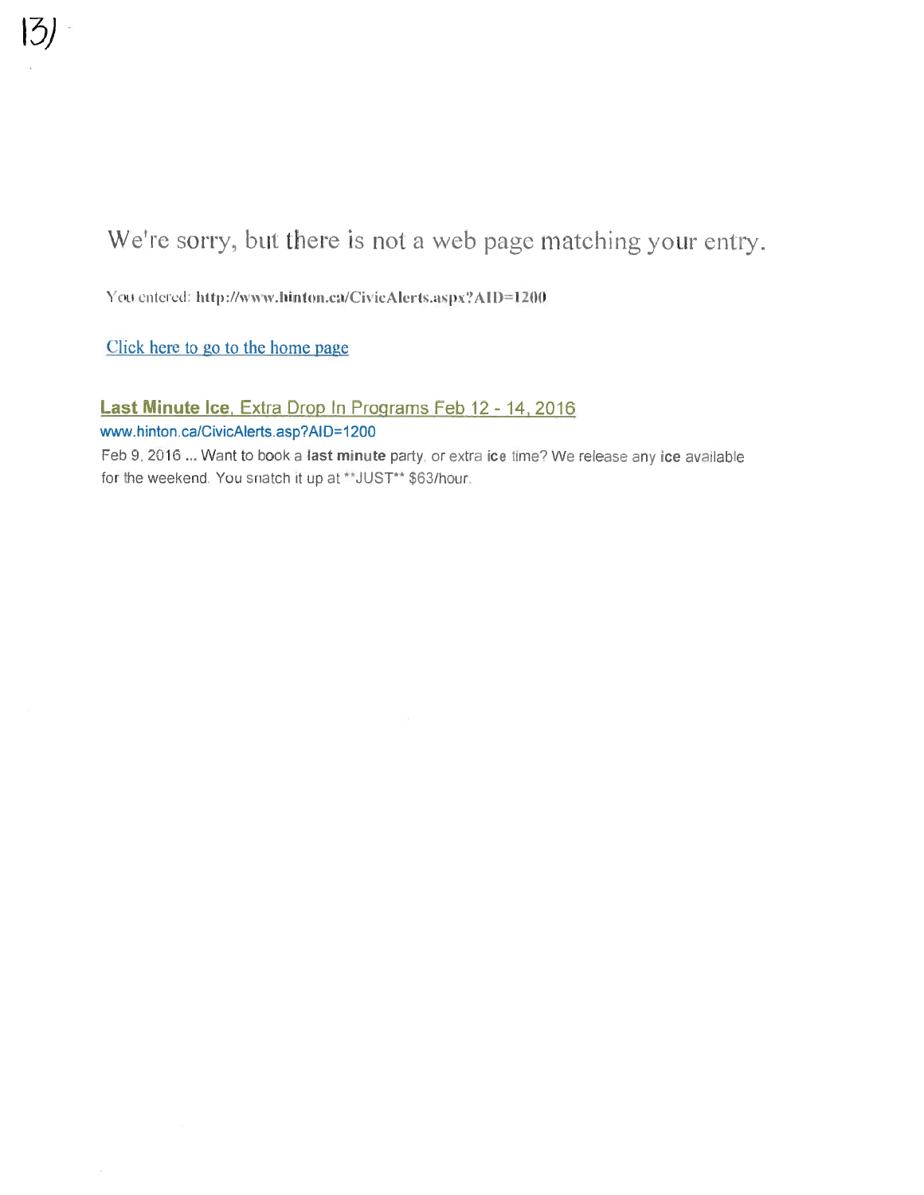We're sorry, but there is not a web page matching your entry.

You entered: **http://www.hinton.ca/CivicAlerts.aspx?AID=1200**

Click here to go to the home page

**Last Minute Ice**, Extra Drop In Programs Feb 12 - 14, 2016

www.hinton.ca/CivicAlerts.asp?AID=1200

Feb 9, 2016 ... Want to book a **last minute** party, or extra **ice** time? We release any **ice** available for the weekend. You snatch it up at **JUST** $63/hour.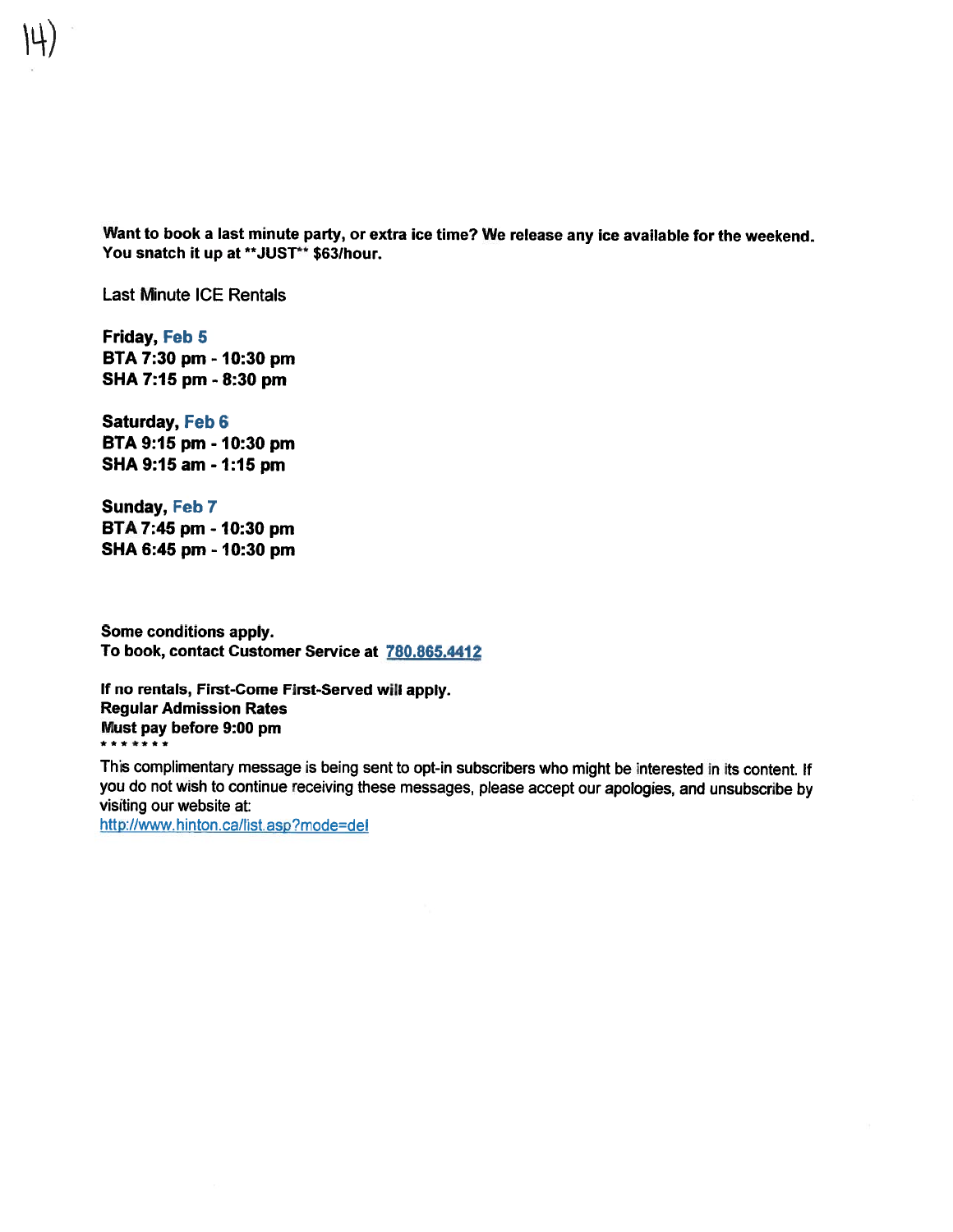14)

**Want to book a last minute party, or extra ice time? We release any ice available for the weekend. You snatch it up at \*\*JUST\*\* $63/hour.**

Last Minute ICE Rentals

**Friday, Feb 5**
**BTA 7:30 pm - 10:30 pm**
**SHA 7:15 pm - 8:30 pm**

**Saturday, Feb 6**
**BTA 9:15 pm - 10:30 pm**
**SHA 9:15 am - 1:15 pm**

**Sunday, Feb 7**
**BTA 7:45 pm - 10:30 pm**
**SHA 6:45 pm - 10:30 pm**

**Some conditions apply.**
**To book, contact Customer Service at 780.865.4412**

**If no rentals, First-Come First-Served will apply.**
**Regular Admission Rates**
**Must pay before 9:00 pm**
\*\*\*\*\*\*\*

This complimentary message is being sent to opt-in subscribers who might be interested in its content. If you do not wish to continue receiving these messages, please accept our apologies, and unsubscribe by visiting our website at:
http://www.hinton.ca/list.asp?mode=del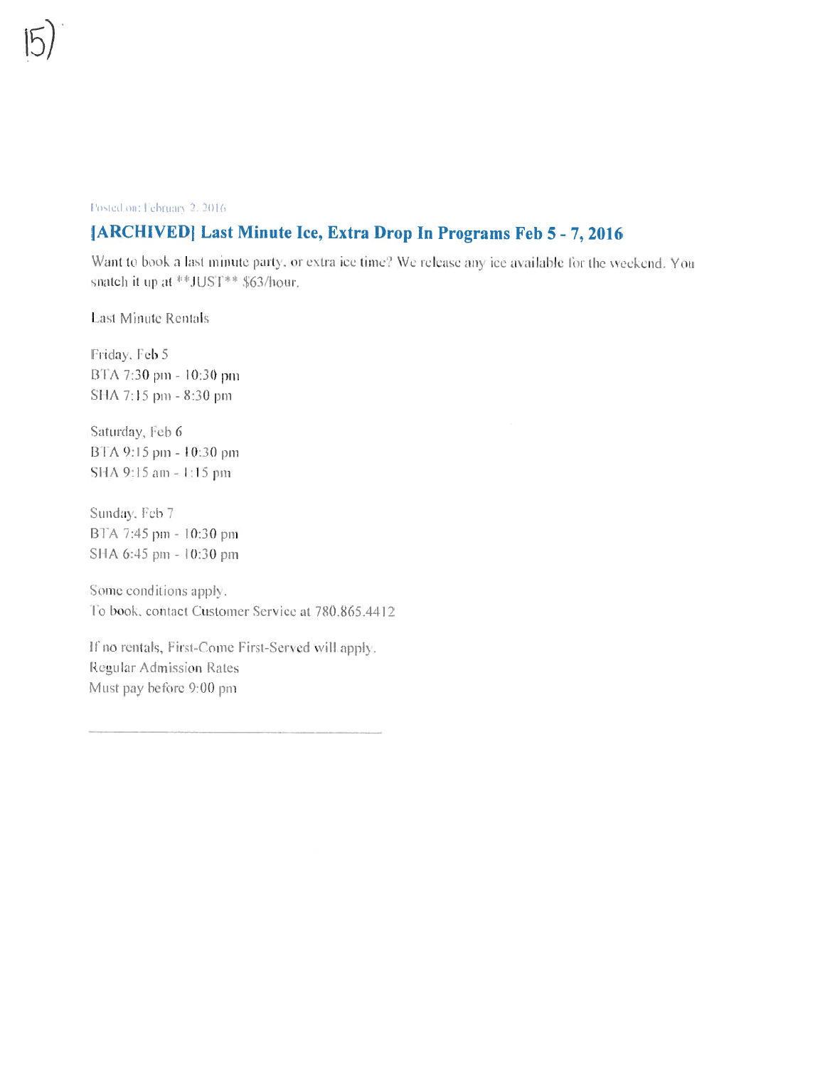15)

Posted on: February 2, 2016

## [ARCHIVED] Last Minute Ice, Extra Drop In Programs Feb 5 - 7, 2016

Want to book a last minute party, or extra ice time? We release any ice available for the weekend. You snatch it up at **JUST** $63/hour.

Last Minute Rentals

Friday, Feb 5
BTA 7:30 pm - 10:30 pm
SHA 7:15 pm - 8:30 pm

Saturday, Feb 6
BTA 9:15 pm - 10:30 pm
SHA 9:15 am - 1:15 pm

Sunday, Feb 7
BTA 7:45 pm - 10:30 pm
SHA 6:45 pm - 10:30 pm

Some conditions apply.
To book, contact Customer Service at 780.865.4412

If no rentals, First-Come First-Served will apply.
Regular Admission Rates
Must pay before 9:00 pm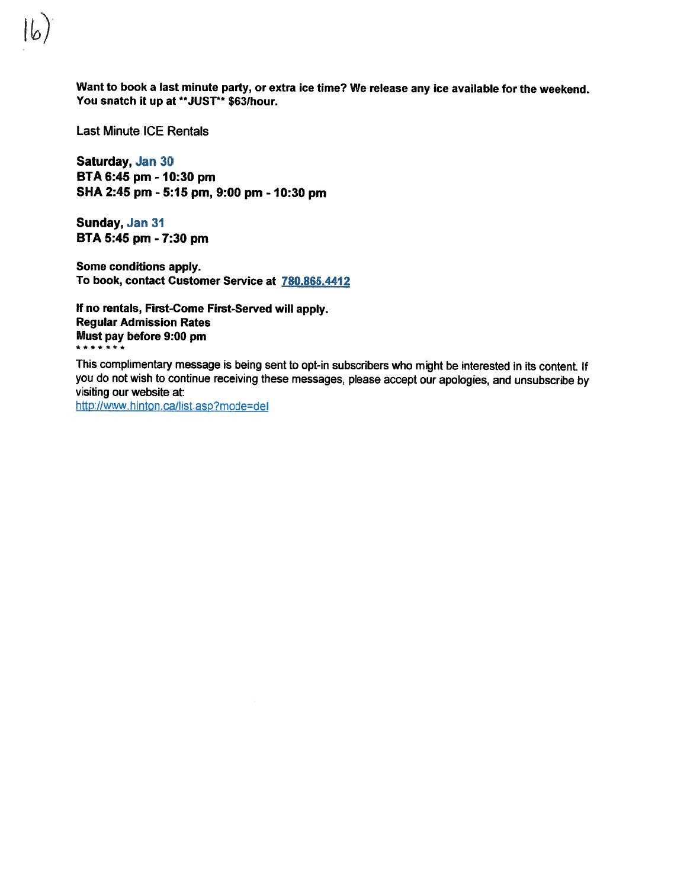16)

**Want to book a last minute party, or extra ice time? We release any ice available for the weekend. You snatch it up at **JUST** $63/hour.**

Last Minute ICE Rentals

**Saturday, Jan 30**
**BTA 6:45 pm - 10:30 pm**
**SHA 2:45 pm - 5:15 pm, 9:00 pm - 10:30 pm**

**Sunday, Jan 31**
**BTA 5:45 pm - 7:30 pm**

**Some conditions apply.**
**To book, contact Customer Service at 780.865.4412**

**If no rentals, First-Come First-Served will apply.**
**Regular Admission Rates**
**Must pay before 9:00 pm**
\* \* \* \* \* \* \*

This complimentary message is being sent to opt-in subscribers who might be interested in its content. If you do not wish to continue receiving these messages, please accept our apologies, and unsubscribe by visiting our website at:
http://www.hinton.ca/list.asp?mode=del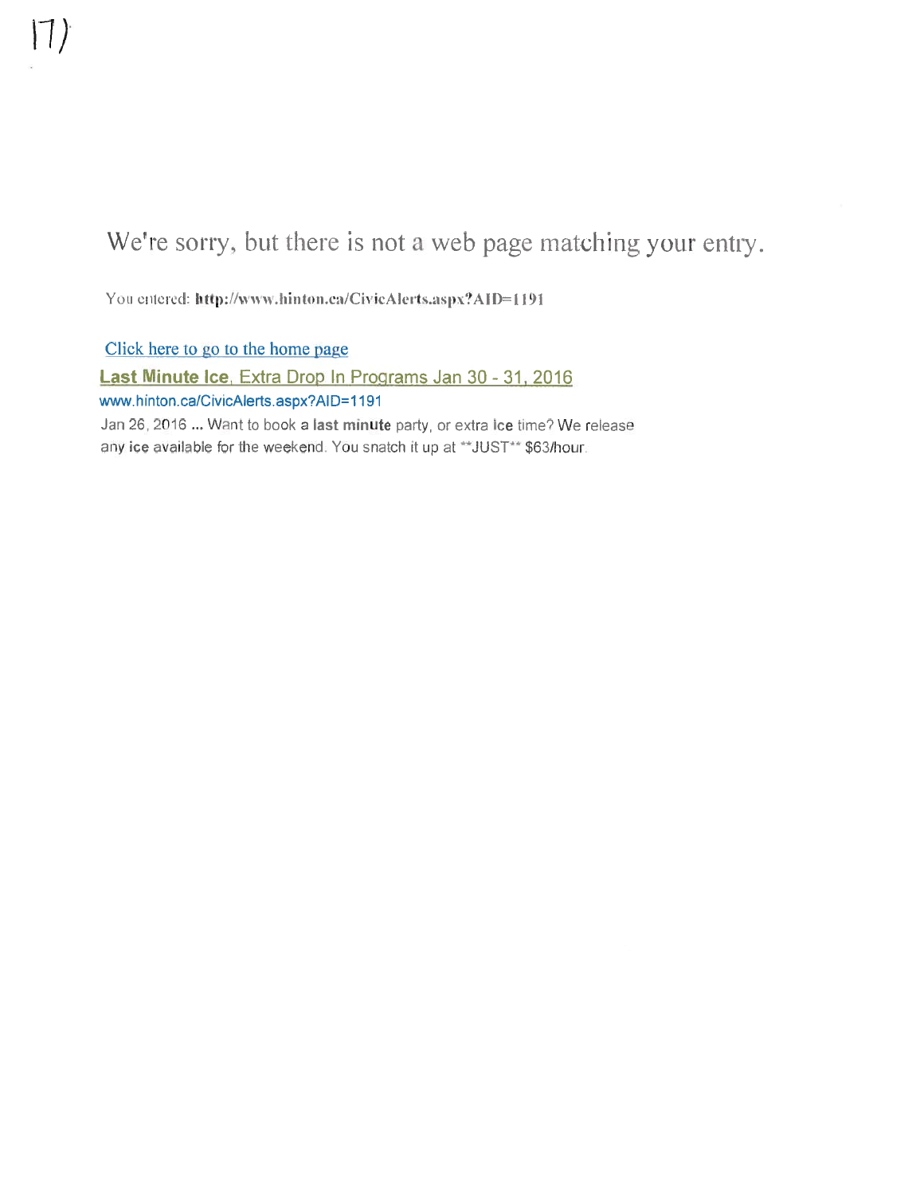17)

We're sorry, but there is not a web page matching your entry.

You entered: **http://www.hinton.ca/CivicAlerts.aspx?AID=1191**

Click here to go to the home page

**Last Minute Ice**, Extra Drop In Programs Jan 30 - 31, 2016

www.hinton.ca/CivicAlerts.aspx?AID=1191

Jan 26, 2016 ... Want to book a **last minute** party, or extra **ice** time? We release any **ice** available for the weekend. You snatch it up at **JUST** $63/hour.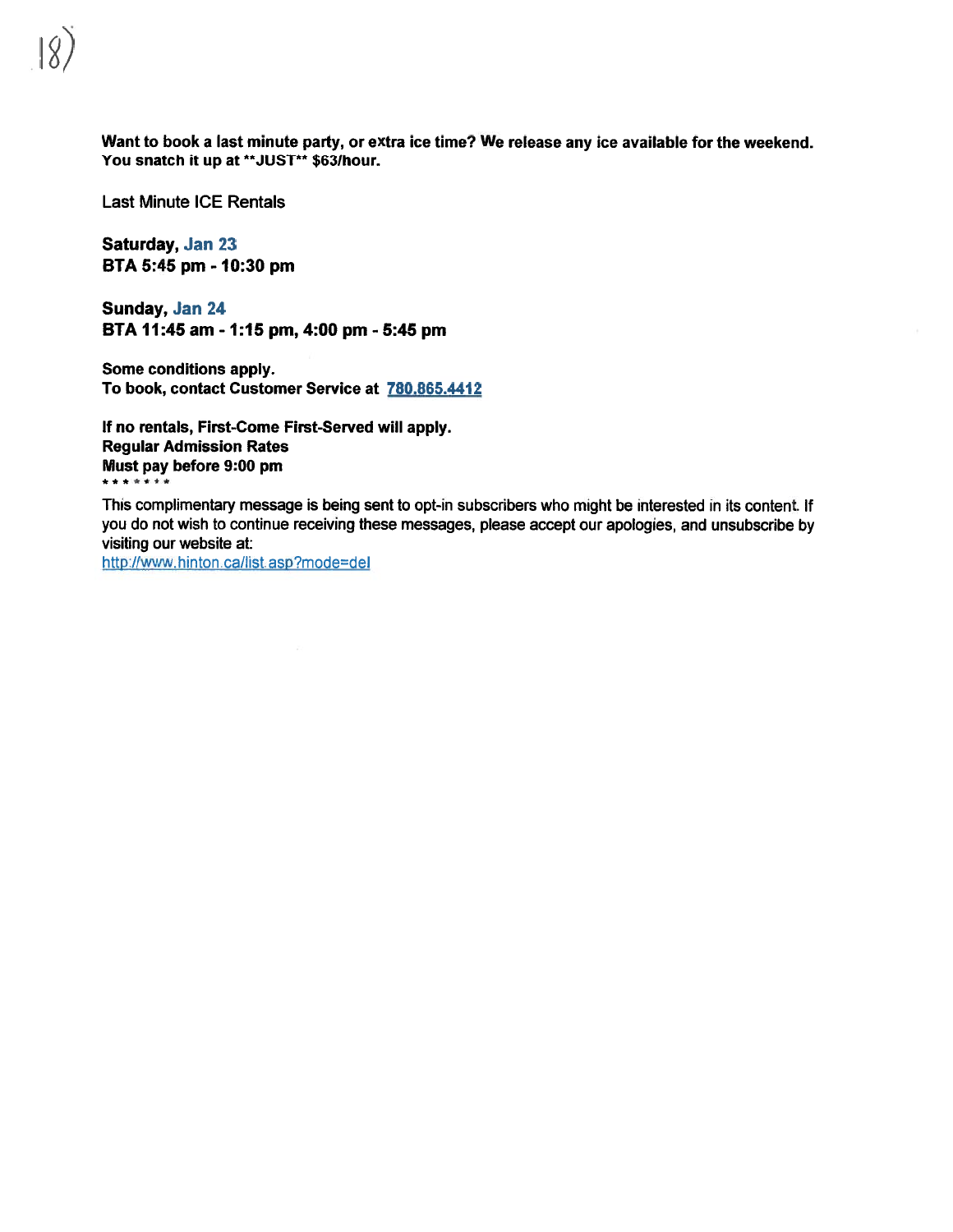**Want to book a last minute party, or extra ice time? We release any ice available for the weekend. You snatch it up at **JUST** $63/hour.**

Last Minute ICE Rentals

**Saturday, Jan 23**
**BTA 5:45 pm - 10:30 pm**

**Sunday, Jan 24**
**BTA 11:45 am - 1:15 pm, 4:00 pm - 5:45 pm**

**Some conditions apply.**
**To book, contact Customer Service at 780.865.4412**

**If no rentals, First-Come First-Served will apply.**
**Regular Admission Rates**
**Must pay before 9:00 pm**
*******

This complimentary message is being sent to opt-in subscribers who might be interested in its content. If you do not wish to continue receiving these messages, please accept our apologies, and unsubscribe by visiting our website at:
http://www.hinton.ca/list.asp?mode=del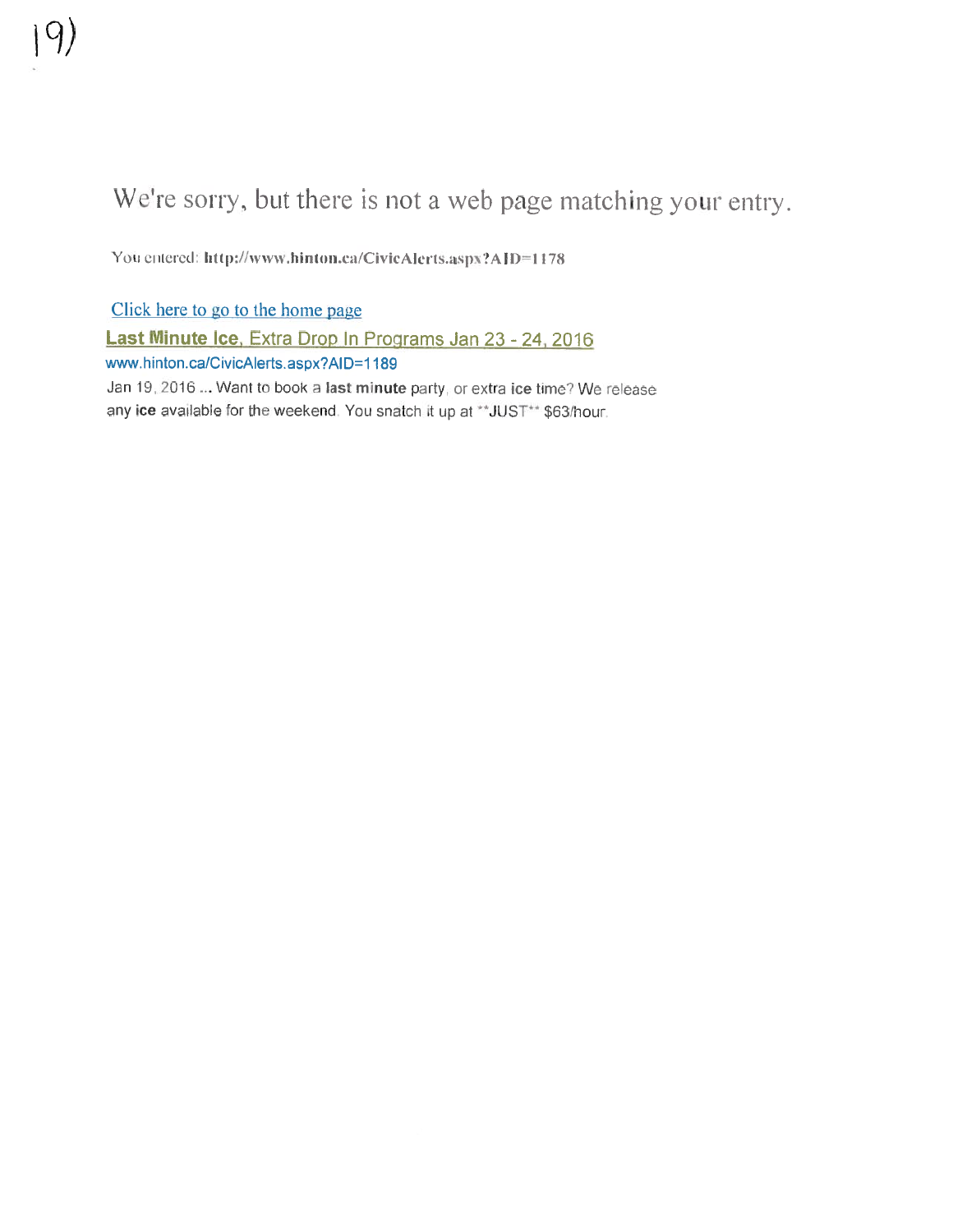19)

We're sorry, but there is not a web page matching your entry.

You entered: **http://www.hinton.ca/CivicAlerts.aspx?AID=1178**

Click here to go to the home page

**Last Minute Ice**, Extra Drop In Programs Jan 23 - 24, 2016

www.hinton.ca/CivicAlerts.aspx?AID=1189

Jan 19, 2016 ... Want to book a **last minute** party, or extra **ice** time? We release any **ice** available for the weekend. You snatch it up at **JUST** $63/hour.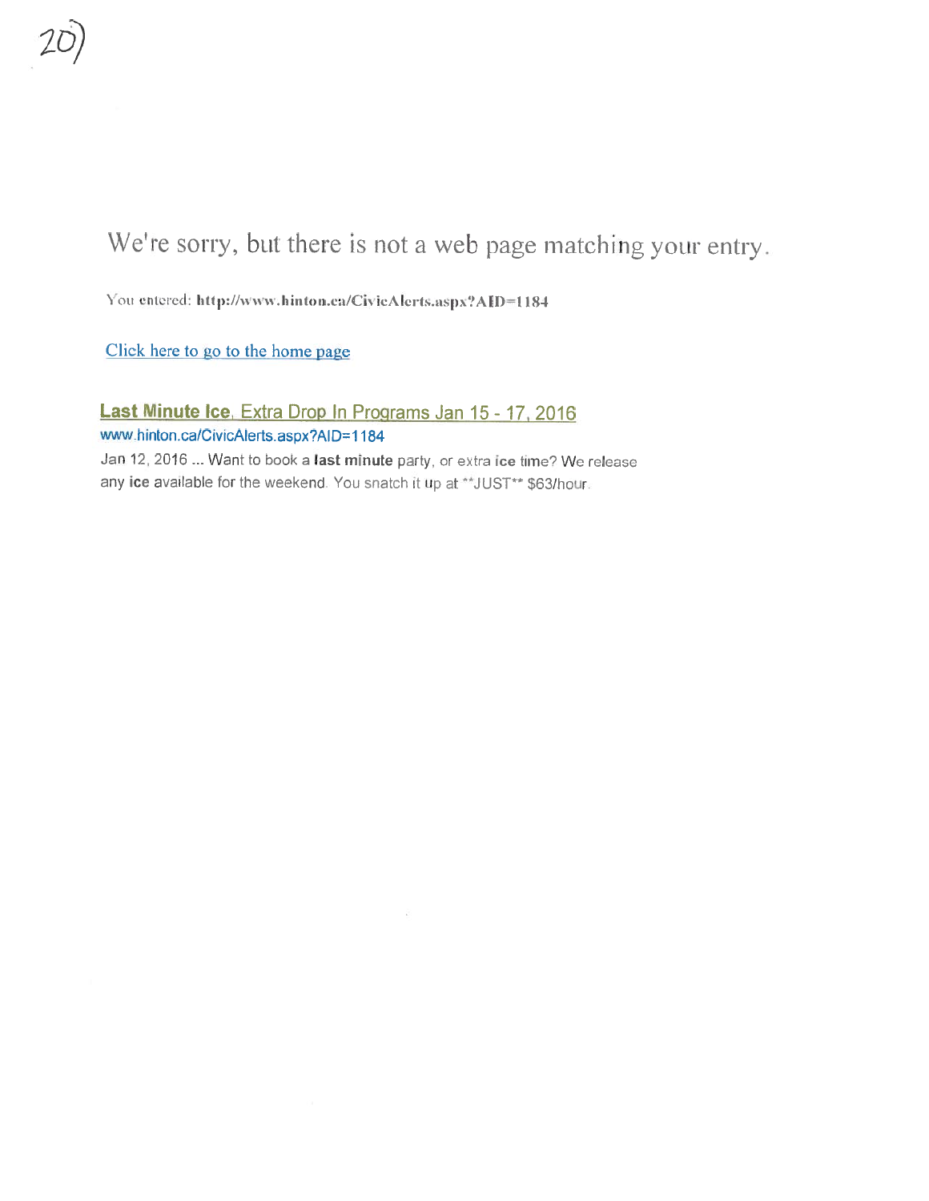20)

We're sorry, but there is not a web page matching your entry.

You entered: **http://www.hinton.ca/CivicAlerts.aspx?AID=1184**

Click here to go to the home page

### **Last Minute Ice**, Extra Drop In Programs Jan 15 - 17, 2016

www.hinton.ca/CivicAlerts.aspx?AID=1184

Jan 12, 2016 ... Want to book a **last minute** party, or extra **ice** time? We release any **ice** available for the weekend. You snatch it up at **JUST** $63/hour.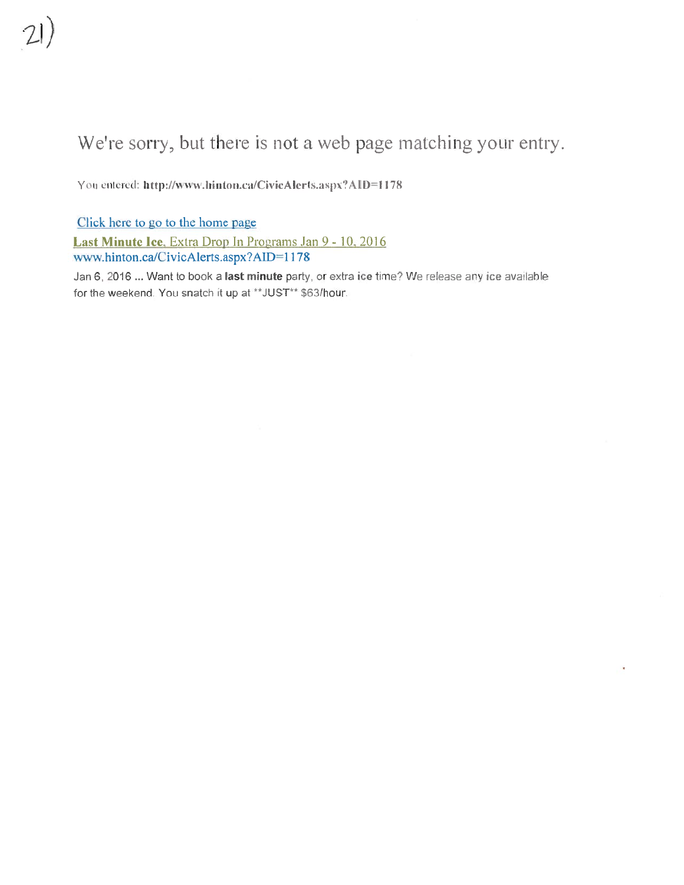21)

# We're sorry, but there is not a web page matching your entry.

You entered: **http://www.hinton.ca/CivicAlerts.aspx?AID=1178**

Click here to go to the home page

**Last Minute Ice**, Extra Drop In Programs Jan 9 - 10, 2016
www.hinton.ca/CivicAlerts.aspx?AID=1178

Jan 6, 2016 ... Want to book a **last minute** party, or extra **ice** time? We release any **ice** available for the weekend. You snatch it up at **JUST** $63/hour.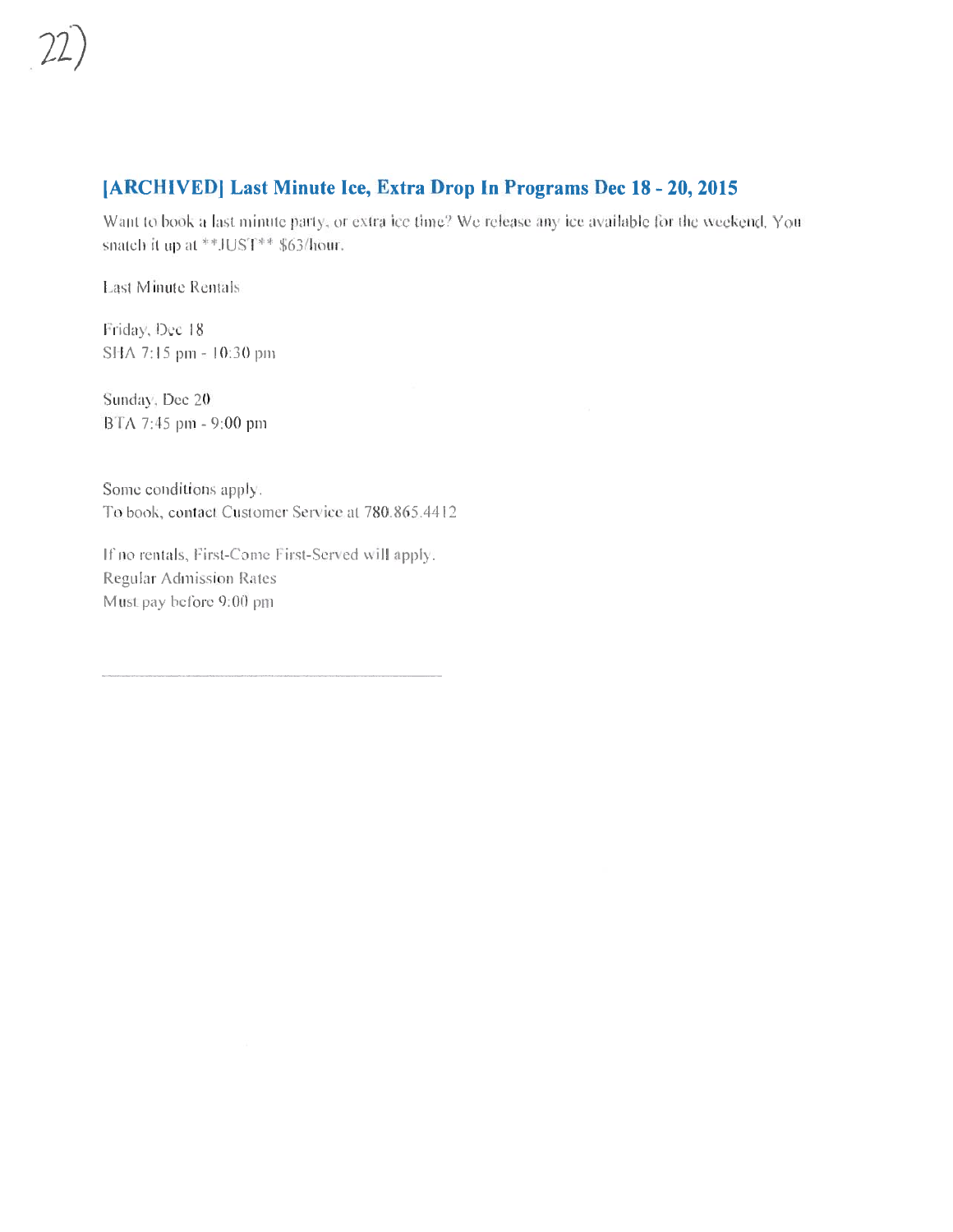22)

## [ARCHIVED] Last Minute Ice, Extra Drop In Programs Dec 18 - 20, 2015

Want to book a last minute party, or extra ice time? We release any ice available for the weekend, You snatch it up at **JUST** $63/hour.

Last Minute Rentals

Friday, Dec 18
SHA 7:15 pm - 10:30 pm

Sunday, Dec 20
BTA 7:45 pm - 9:00 pm

Some conditions apply.
To book, contact Customer Service at 780.865.4412

If no rentals, First-Come First-Served will apply.
Regular Admission Rates
Must pay before 9:00 pm

---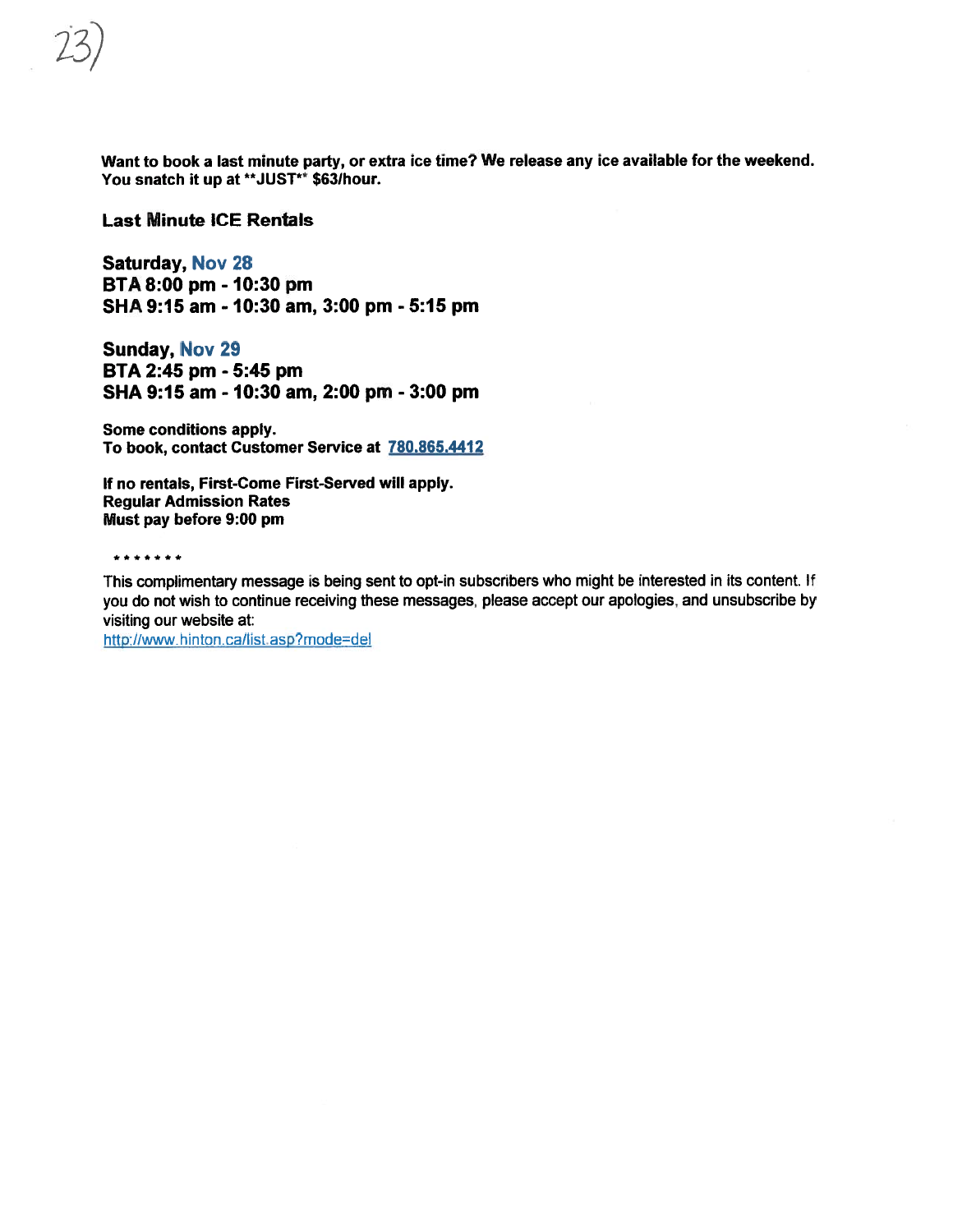**Want to book a last minute party, or extra ice time? We release any ice available for the weekend. You snatch it up at **JUST** $63/hour.**

## Last Minute ICE Rentals

**Saturday, Nov 28**
**BTA 8:00 pm - 10:30 pm**
**SHA 9:15 am - 10:30 am, 3:00 pm - 5:15 pm**

**Sunday, Nov 29**
**BTA 2:45 pm - 5:45 pm**
**SHA 9:15 am - 10:30 am, 2:00 pm - 3:00 pm**

**Some conditions apply.**
**To book, contact Customer Service at 780.865.4412**

**If no rentals, First-Come First-Served will apply.**
**Regular Admission Rates**
**Must pay before 9:00 pm**

*******

This complimentary message is being sent to opt-in subscribers who might be interested in its content. If you do not wish to continue receiving these messages, please accept our apologies, and unsubscribe by visiting our website at:
http://www.hinton.ca/list.asp?mode=del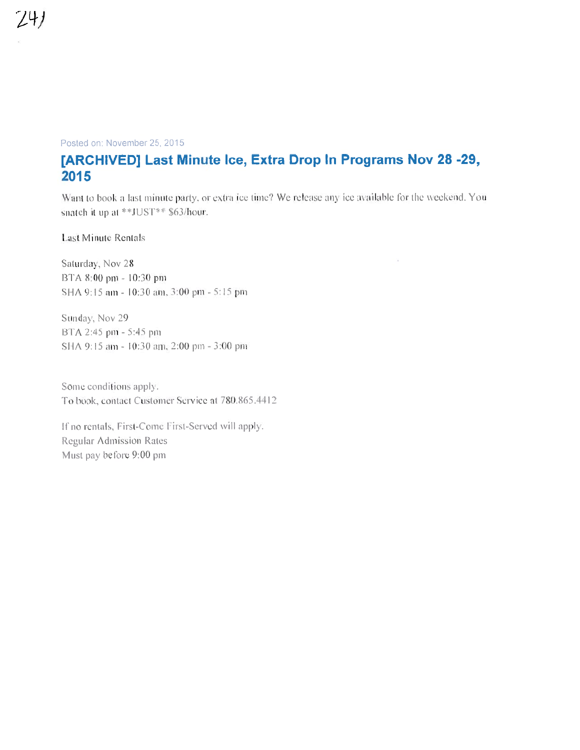Posted on: November 25, 2015

## [ARCHIVED] Last Minute Ice, Extra Drop In Programs Nov 28 -29, 2015

Want to book a last minute party, or extra ice time? We release any ice available for the weekend. You snatch it up at **JUST** $63/hour.

Last Minute Rentals

Saturday, Nov 28
BTA 8:00 pm - 10:30 pm
SHA 9:15 am - 10:30 am, 3:00 pm - 5:15 pm

Sunday, Nov 29
BTA 2:45 pm - 5:45 pm
SHA 9:15 am - 10:30 am, 2:00 pm - 3:00 pm

Some conditions apply.
To book, contact Customer Service at 780.865.4412

If no rentals, First-Come First-Served will apply.
Regular Admission Rates
Must pay before 9:00 pm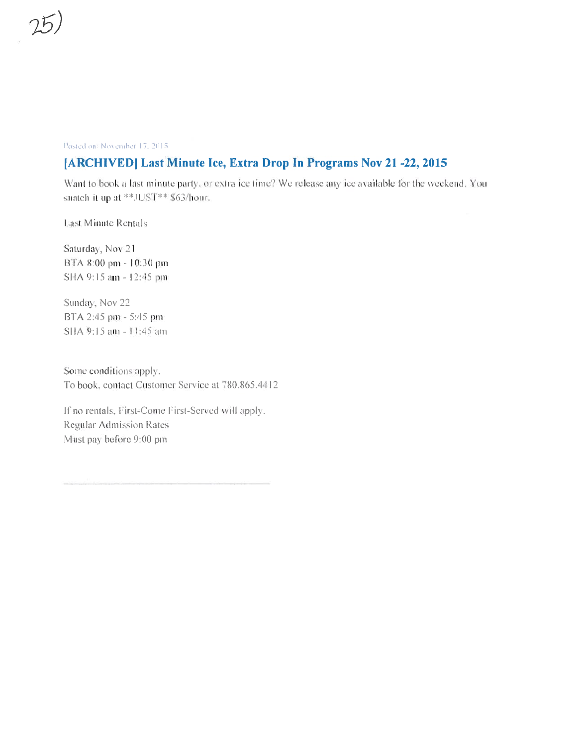25)

Posted on: November 17, 2015

## [ARCHIVED] Last Minute Ice, Extra Drop In Programs Nov 21 -22, 2015

Want to book a last minute party, or extra ice time? We release any ice available for the weekend. You snatch it up at **JUST** $63/hour.

Last Minute Rentals

Saturday, Nov 21
BTA 8:00 pm - 10:30 pm
SHA 9:15 am - 12:45 pm

Sunday, Nov 22
BTA 2:45 pm - 5:45 pm
SHA 9:15 am - 11:45 am

Some conditions apply.
To book, contact Customer Service at 780.865.4412

If no rentals, First-Come First-Served will apply.
Regular Admission Rates
Must pay before 9:00 pm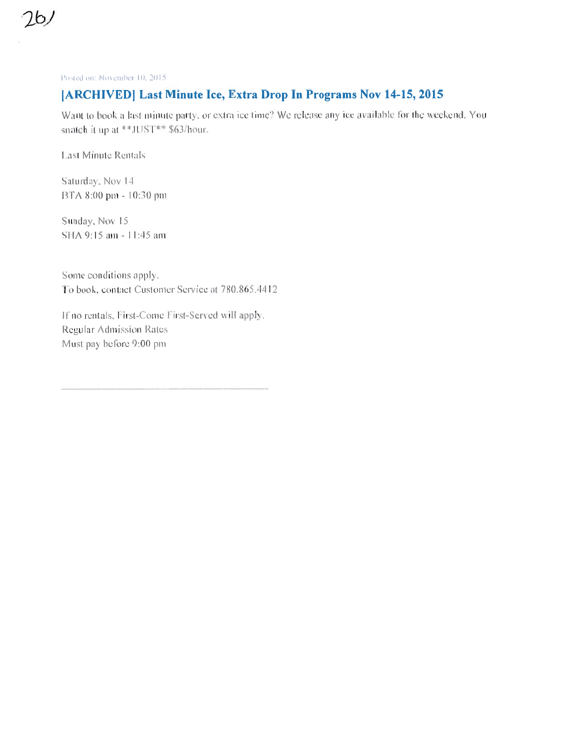Posted on: November 10, 2015

## [ARCHIVED] Last Minute Ice, Extra Drop In Programs Nov 14-15, 2015

Want to book a last minute party, or extra ice time? We release any ice available for the weekend. You snatch it up at **JUST** $63/hour.

Last Minute Rentals

Saturday, Nov 14
BTA 8:00 pm - 10:30 pm

Sunday, Nov 15
SHA 9:15 am - 11:45 am

Some conditions apply.
To book, contact Customer Service at 780.865.4412

If no rentals, First-Come First-Served will apply.
Regular Admission Rates
Must pay before 9:00 pm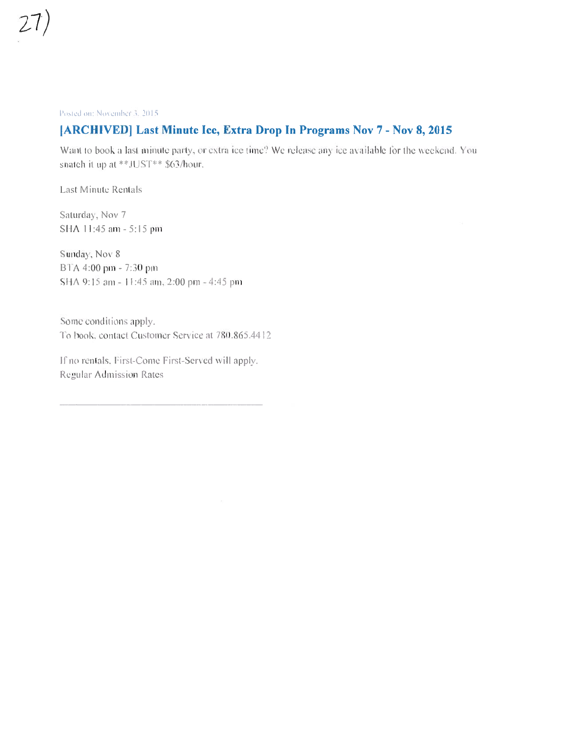27)

Posted on: November 3, 2015

## [ARCHIVED] Last Minute Ice, Extra Drop In Programs Nov 7 - Nov 8, 2015

Want to book a last minute party, or extra ice time? We release any ice available for the weekend. You snatch it up at **JUST** $63/hour.

Last Minute Rentals

Saturday, Nov 7
SHA 11:45 am - 5:15 pm

Sunday, Nov 8
BTA 4:00 pm - 7:30 pm
SHA 9:15 am - 11:45 am, 2:00 pm - 4:45 pm

Some conditions apply.
To book, contact Customer Service at 780.865.4412

If no rentals, First-Come First-Served will apply.
Regular Admission Rates

---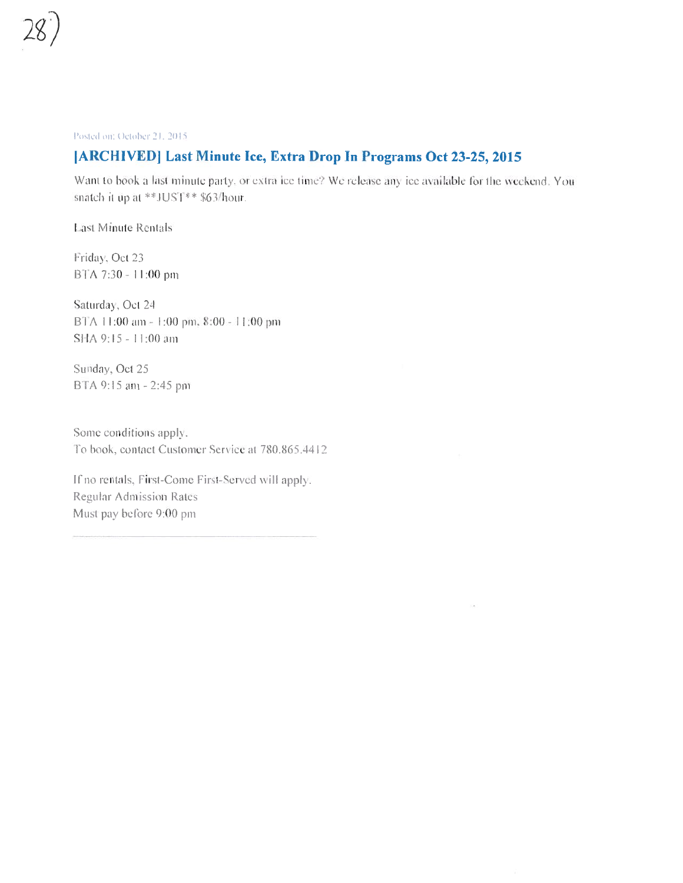Posted on: October 21, 2015

## [ARCHIVED] Last Minute Ice, Extra Drop In Programs Oct 23-25, 2015

Want to book a last minute party, or extra ice time? We release any ice available for the weekend. You snatch it up at **JUST** $63/hour.

Last Minute Rentals

Friday, Oct 23
BTA 7:30 - 11:00 pm

Saturday, Oct 24
BTA 11:00 am - 1:00 pm, 8:00 - 11:00 pm
SHA 9:15 - 11:00 am

Sunday, Oct 25
BTA 9:15 am - 2:45 pm

Some conditions apply.
To book, contact Customer Service at 780.865.4412

If no rentals, First-Come First-Served will apply.
Regular Admission Rates
Must pay before 9:00 pm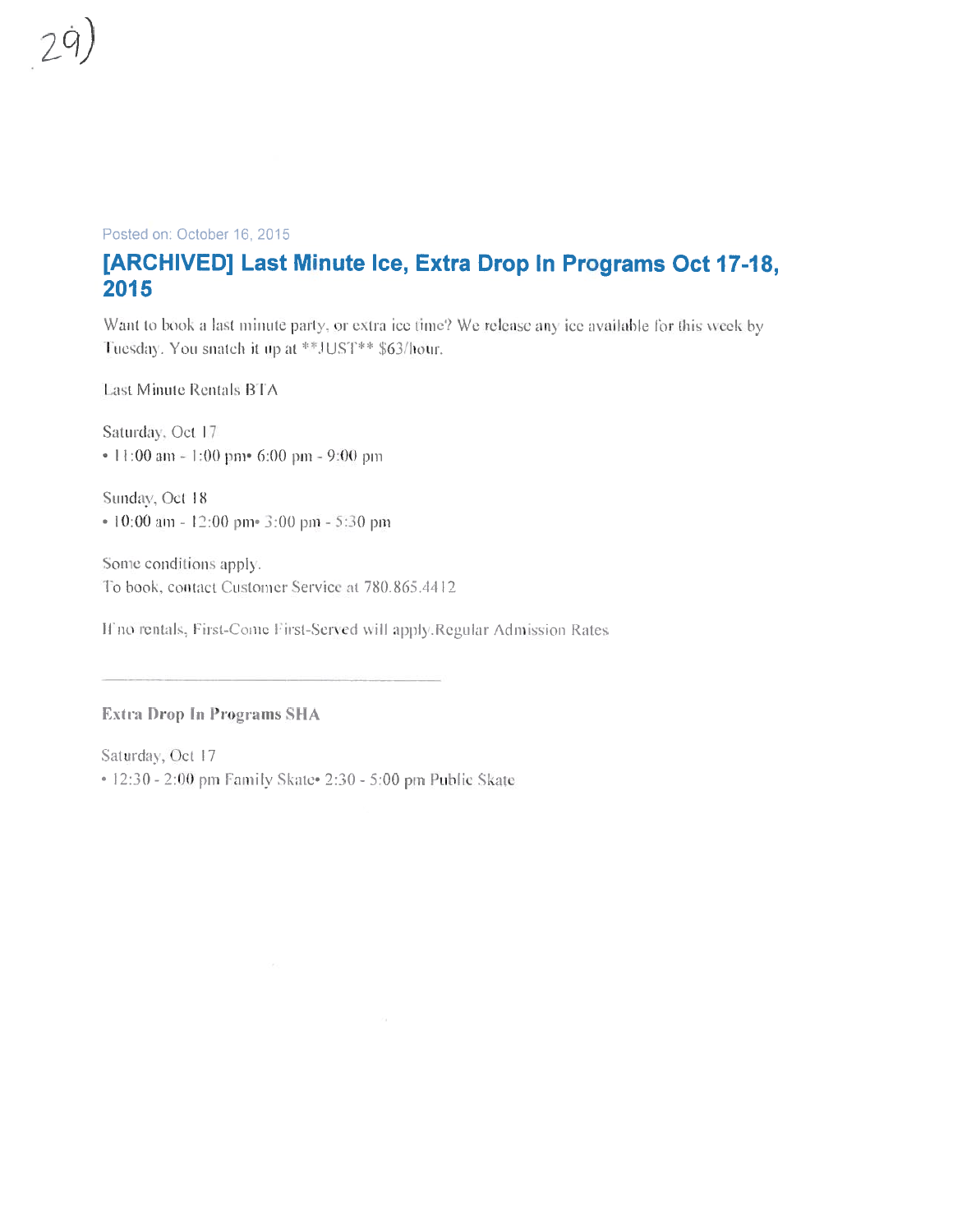29)

Posted on: October 16, 2015

## [ARCHIVED] Last Minute Ice, Extra Drop In Programs Oct 17-18, 2015

Want to book a last minute party, or extra ice time? We release any ice available for this week by Tuesday. You snatch it up at **JUST** $63/hour.

Last Minute Rentals BTA

Saturday, Oct 17
• 11:00 am - 1:00 pm• 6:00 pm - 9:00 pm

Sunday, Oct 18
• 10:00 am - 12:00 pm• 3:00 pm - 5:30 pm

Some conditions apply.
To book, contact Customer Service at 780.865.4412

If no rentals, First-Come First-Served will apply.Regular Admission Rates

---

**Extra Drop In Programs SHA**

Saturday, Oct 17
• 12:30 - 2:00 pm Family Skate• 2:30 - 5:00 pm Public Skate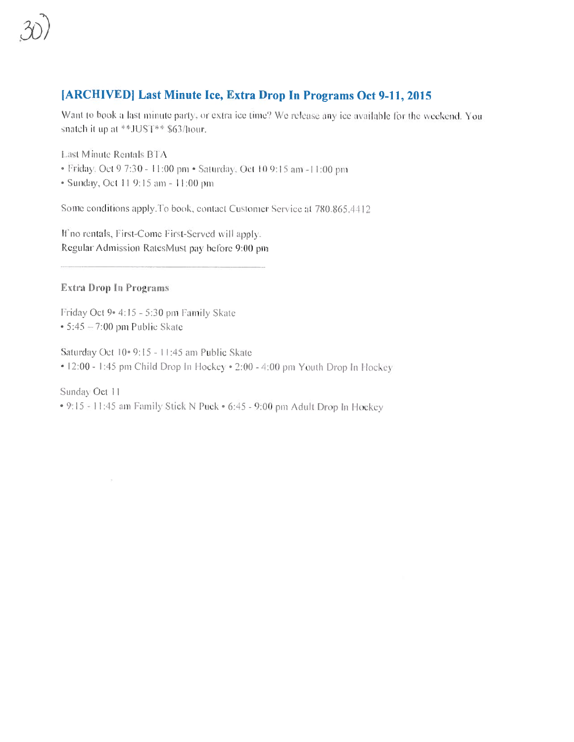30)

## [ARCHIVED] Last Minute Ice, Extra Drop In Programs Oct 9-11, 2015

Want to book a last minute party, or extra ice time? We release any ice available for the weekend. You snatch it up at **JUST** $63/hour.

Last Minute Rentals BTA

- Friday, Oct 9 7:30 - 11:00 pm • Saturday, Oct 10 9:15 am - 11:00 pm
- Sunday, Oct 11 9:15 am - 11:00 pm

Some conditions apply.To book, contact Customer Service at 780.865.4412

If no rentals, First-Come First-Served will apply.
Regular Admission RatesMust pay before 9:00 pm

---

**Extra Drop In Programs**

Friday Oct 9• 4:15 - 5:30 pm Family Skate
• 5:45 – 7:00 pm Public Skate

Saturday Oct 10• 9:15 - 11:45 am Public Skate
• 12:00 - 1:45 pm Child Drop In Hockey • 2:00 - 4:00 pm Youth Drop In Hockey

Sunday Oct 11
• 9:15 - 11:45 am Family Stick N Puck • 6:45 - 9:00 pm Adult Drop In Hockey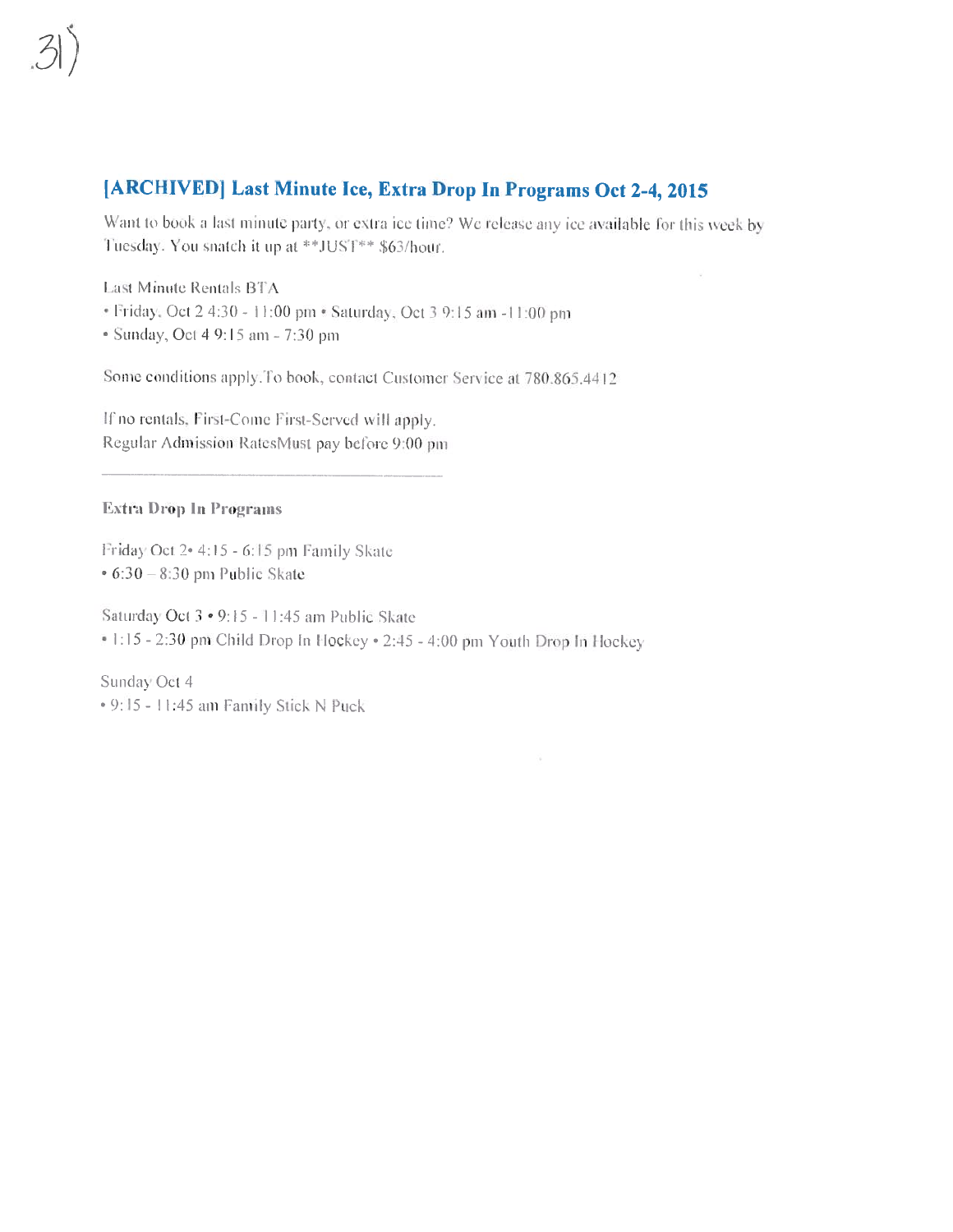31)

## [ARCHIVED] Last Minute Ice, Extra Drop In Programs Oct 2-4, 2015

Want to book a last minute party, or extra ice time? We release any ice available for this week by Tuesday. You snatch it up at **JUST** $63/hour.

Last Minute Rentals BTA
• Friday, Oct 2 4:30 - 11:00 pm • Saturday, Oct 3 9:15 am -11:00 pm
• Sunday, Oct 4 9:15 am - 7:30 pm

Some conditions apply.To book, contact Customer Service at 780.865.4412

If no rentals, First-Come First-Served will apply.
Regular Admission RatesMust pay before 9:00 pm

---

**Extra Drop In Programs**

Friday Oct 2• 4:15 - 6:15 pm Family Skate
• 6:30 – 8:30 pm Public Skate

Saturday Oct 3 • 9:15 - 11:45 am Public Skate
• 1:15 - 2:30 pm Child Drop In Hockey • 2:45 - 4:00 pm Youth Drop In Hockey

Sunday Oct 4
• 9:15 - 11:45 am Family Stick N Puck